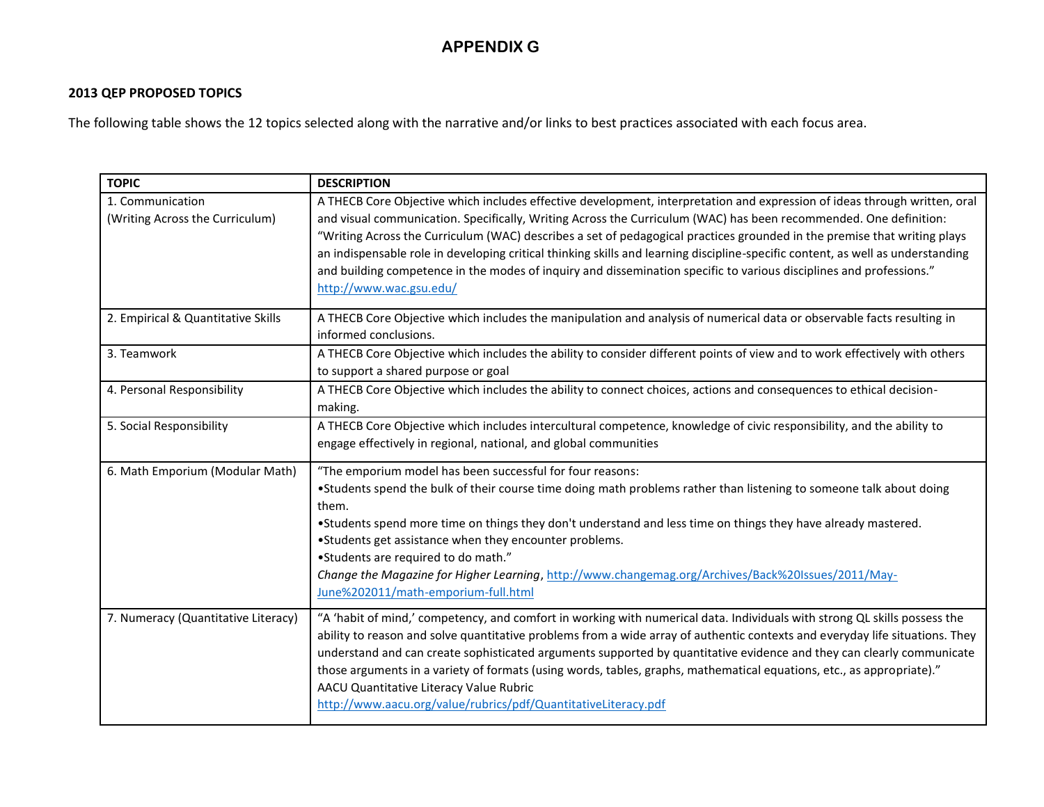# APPENDIX G

**2013 QEP PROPOSED TOPICS**

The following table shows the 12 topics selected along with the narrative and/or links to best practices associated with each focus area.

| TOPIC | DESCRIPTION |
|---|---|
| 1. Communication (Writing Across the Curriculum) | A THECB Core Objective which includes effective development, interpretation and expression of ideas through written, oral and visual communication. Specifically, Writing Across the Curriculum (WAC) has been recommended. One definition: "Writing Across the Curriculum (WAC) describes a set of pedagogical practices grounded in the premise that writing plays an indispensable role in developing critical thinking skills and learning discipline-specific content, as well as understanding and building competence in the modes of inquiry and dissemination specific to various disciplines and professions." http://www.wac.gsu.edu/ |
| 2. Empirical & Quantitative Skills | A THECB Core Objective which includes the manipulation and analysis of numerical data or observable facts resulting in informed conclusions. |
| 3. Teamwork | A THECB Core Objective which includes the ability to consider different points of view and to work effectively with others to support a shared purpose or goal |
| 4. Personal Responsibility | A THECB Core Objective which includes the ability to connect choices, actions and consequences to ethical decision-making. |
| 5. Social Responsibility | A THECB Core Objective which includes intercultural competence, knowledge of civic responsibility, and the ability to engage effectively in regional, national, and global communities |
| 6. Math Emporium (Modular Math) | "The emporium model has been successful for four reasons:<br>•Students spend the bulk of their course time doing math problems rather than listening to someone talk about doing them.<br>•Students spend more time on things they don't understand and less time on things they have already mastered.<br>•Students get assistance when they encounter problems.<br>•Students are required to do math."<br>*Change the Magazine for Higher Learning*, http://www.changemag.org/Archives/Back%20Issues/2011/May-June%202011/math-emporium-full.html |
| 7. Numeracy (Quantitative Literacy) | "A 'habit of mind,' competency, and comfort in working with numerical data. Individuals with strong QL skills possess the ability to reason and solve quantitative problems from a wide array of authentic contexts and everyday life situations. They understand and can create sophisticated arguments supported by quantitative evidence and they can clearly communicate those arguments in a variety of formats (using words, tables, graphs, mathematical equations, etc., as appropriate)."<br>AACU Quantitative Literacy Value Rubric<br>http://www.aacu.org/value/rubrics/pdf/QuantitativeLiteracy.pdf |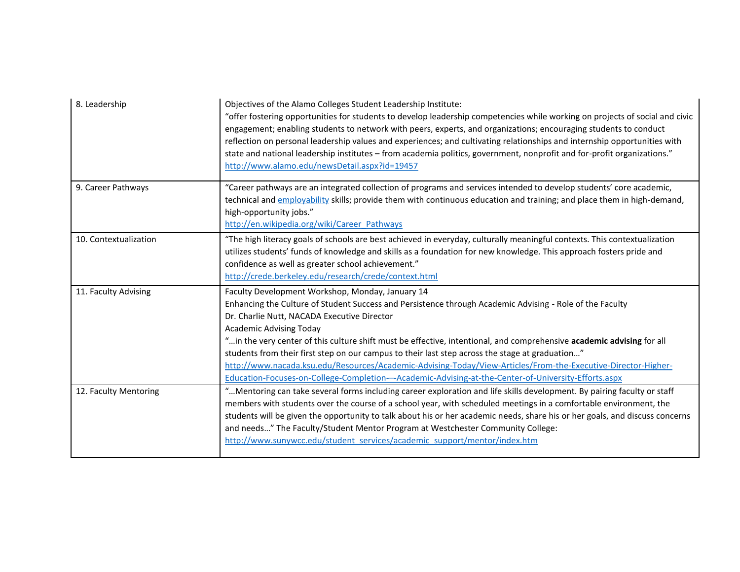| | |
|---|---|
| 8. Leadership | Objectives of the Alamo Colleges Student Leadership Institute:<br>"offer fostering opportunities for students to develop leadership competencies while working on projects of social and civic engagement; enabling students to network with peers, experts, and organizations; encouraging students to conduct reflection on personal leadership values and experiences; and cultivating relationships and internship opportunities with state and national leadership institutes – from academia politics, government, nonprofit and for-profit organizations."<br>http://www.alamo.edu/newsDetail.aspx?id=19457 |
| 9. Career Pathways | "Career pathways are an integrated collection of programs and services intended to develop students' core academic, technical and employability skills; provide them with continuous education and training; and place them in high-demand, high-opportunity jobs."<br>http://en.wikipedia.org/wiki/Career_Pathways |
| 10. Contextualization | "The high literacy goals of schools are best achieved in everyday, culturally meaningful contexts. This contextualization utilizes students' funds of knowledge and skills as a foundation for new knowledge. This approach fosters pride and confidence as well as greater school achievement."<br>http://crede.berkeley.edu/research/crede/context.html |
| 11. Faculty Advising | Faculty Development Workshop, Monday, January 14<br>Enhancing the Culture of Student Success and Persistence through Academic Advising - Role of the Faculty<br>Dr. Charlie Nutt, NACADA Executive Director<br>Academic Advising Today<br>"…in the very center of this culture shift must be effective, intentional, and comprehensive **academic advising** for all students from their first step on our campus to their last step across the stage at graduation…"<br>http://www.nacada.ksu.edu/Resources/Academic-Advising-Today/View-Articles/From-the-Executive-Director-Higher-Education-Focuses-on-College-Completion-–-Academic-Advising-at-the-Center-of-University-Efforts.aspx |
| 12. Faculty Mentoring | "…Mentoring can take several forms including career exploration and life skills development. By pairing faculty or staff members with students over the course of a school year, with scheduled meetings in a comfortable environment, the students will be given the opportunity to talk about his or her academic needs, share his or her goals, and discuss concerns and needs…" The Faculty/Student Mentor Program at Westchester Community College:<br>http://www.sunywcc.edu/student_services/academic_support/mentor/index.htm |